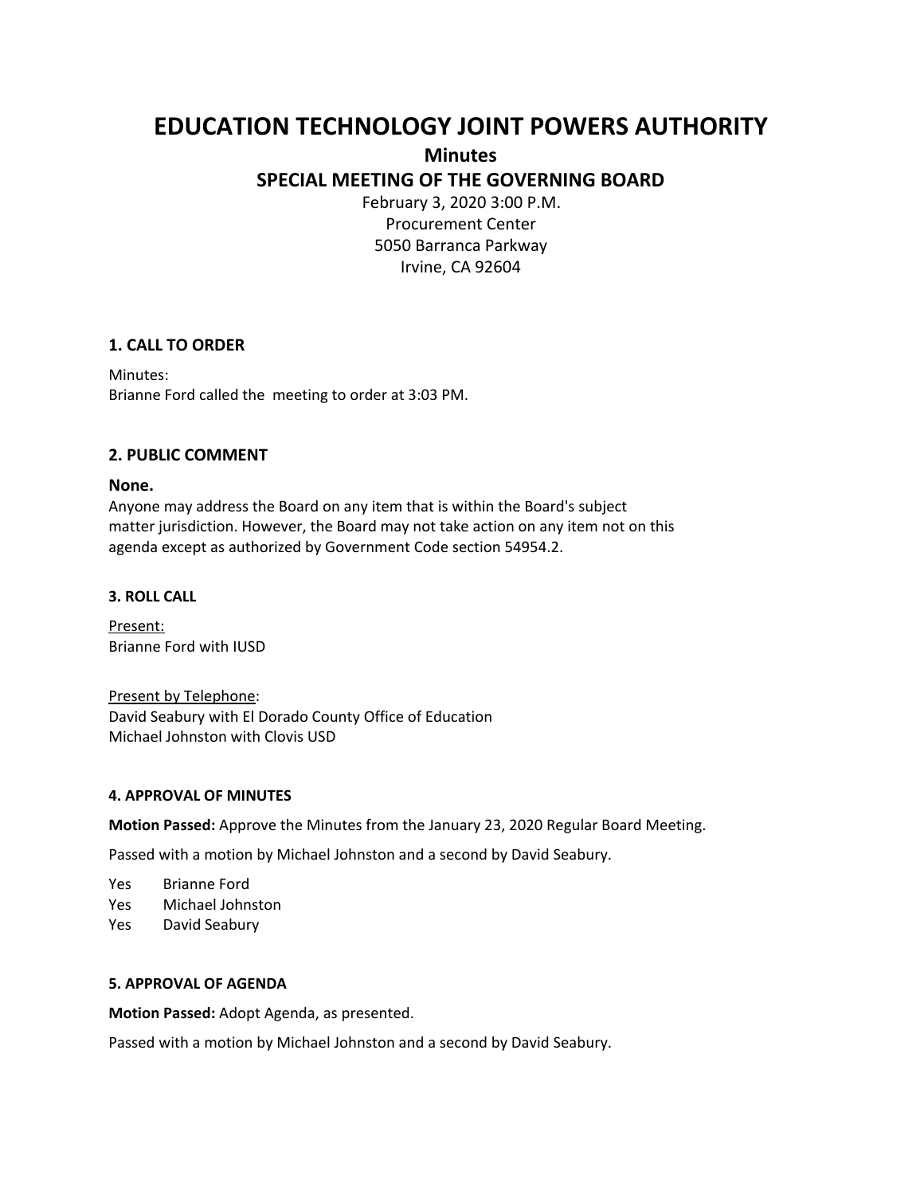# EDUCATION TECHNOLOGY JOINT POWERS AUTHORITY

## Minutes

## SPECIAL MEETING OF THE GOVERNING BOARD

February 3, 2020 3:00 P.M.
Procurement Center
5050 Barranca Parkway
Irvine, CA 92604

### 1. CALL TO ORDER

Minutes:
Brianne Ford called the meeting to order at 3:03 PM.

### 2. PUBLIC COMMENT

**None.**

Anyone may address the Board on any item that is within the Board's subject matter jurisdiction. However, the Board may not take action on any item not on this agenda except as authorized by Government Code section 54954.2.

### 3. ROLL CALL

Present:
Brianne Ford with IUSD

Present by Telephone:
David Seabury with El Dorado County Office of Education
Michael Johnston with Clovis USD

### 4. APPROVAL OF MINUTES

**Motion Passed:** Approve the Minutes from the January 23, 2020 Regular Board Meeting.

Passed with a motion by Michael Johnston and a second by David Seabury.

Yes Brianne Ford
Yes Michael Johnston
Yes David Seabury

### 5. APPROVAL OF AGENDA

**Motion Passed:** Adopt Agenda, as presented.

Passed with a motion by Michael Johnston and a second by David Seabury.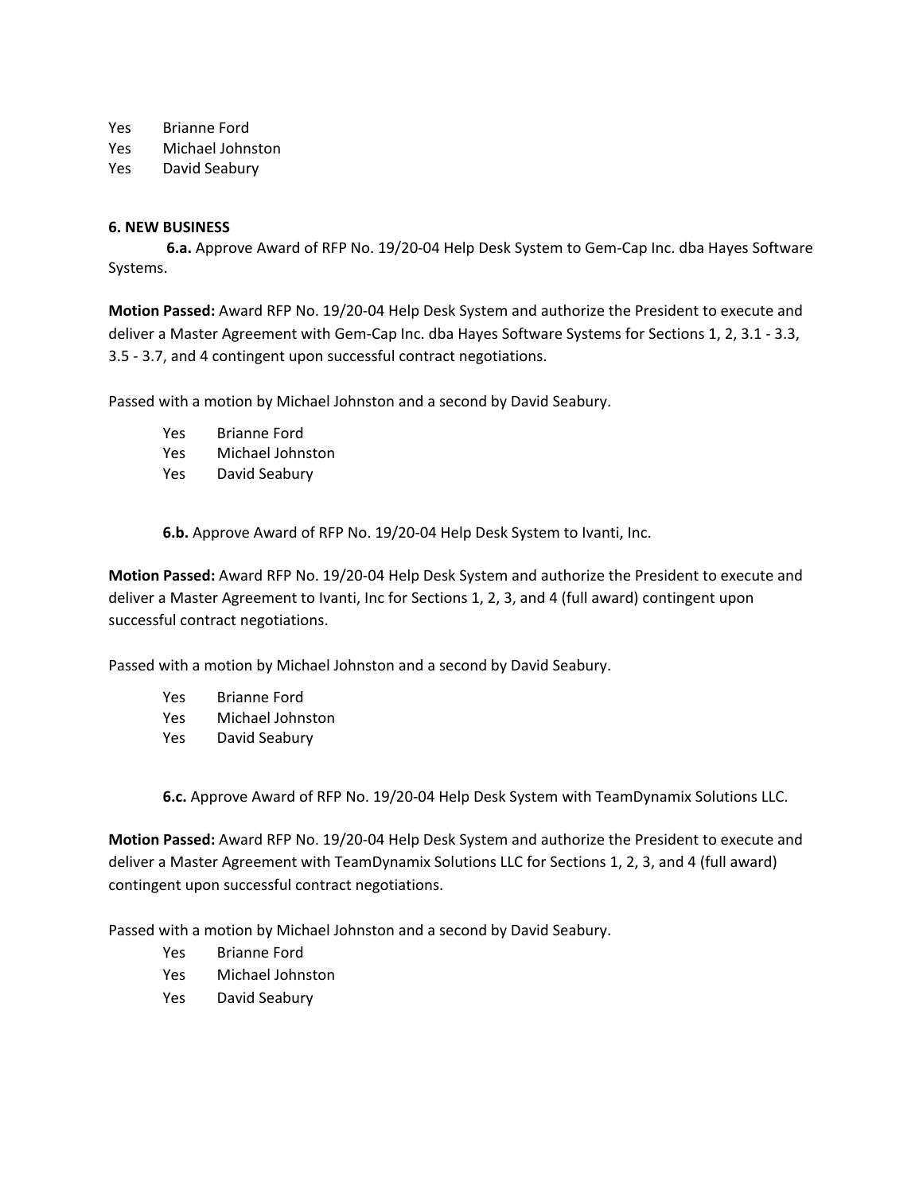Yes Brianne Ford
Yes Michael Johnston
Yes David Seabury

**6. NEW BUSINESS**

**6.a.** Approve Award of RFP No. 19/20-04 Help Desk System to Gem-Cap Inc. dba Hayes Software Systems.

**Motion Passed:** Award RFP No. 19/20-04 Help Desk System and authorize the President to execute and deliver a Master Agreement with Gem-Cap Inc. dba Hayes Software Systems for Sections 1, 2, 3.1 - 3.3, 3.5 - 3.7, and 4 contingent upon successful contract negotiations.

Passed with a motion by Michael Johnston and a second by David Seabury.

Yes Brianne Ford
Yes Michael Johnston
Yes David Seabury

**6.b.** Approve Award of RFP No. 19/20-04 Help Desk System to Ivanti, Inc.

**Motion Passed:** Award RFP No. 19/20-04 Help Desk System and authorize the President to execute and deliver a Master Agreement to Ivanti, Inc for Sections 1, 2, 3, and 4 (full award) contingent upon successful contract negotiations.

Passed with a motion by Michael Johnston and a second by David Seabury.

Yes Brianne Ford
Yes Michael Johnston
Yes David Seabury

**6.c.** Approve Award of RFP No. 19/20-04 Help Desk System with TeamDynamix Solutions LLC.

**Motion Passed:** Award RFP No. 19/20-04 Help Desk System and authorize the President to execute and deliver a Master Agreement with TeamDynamix Solutions LLC for Sections 1, 2, 3, and 4 (full award) contingent upon successful contract negotiations.

Passed with a motion by Michael Johnston and a second by David Seabury.

Yes Brianne Ford
Yes Michael Johnston
Yes David Seabury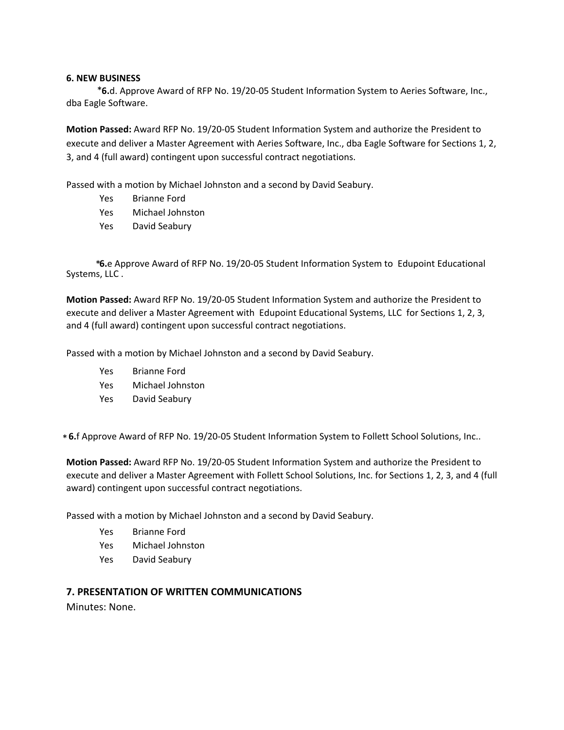**6. NEW BUSINESS**

*6.d. Approve Award of RFP No. 19/20-05 Student Information System to Aeries Software, Inc., dba Eagle Software.

**Motion Passed:** Award RFP No. 19/20-05 Student Information System and authorize the President to execute and deliver a Master Agreement with Aeries Software, Inc., dba Eagle Software for Sections 1, 2, 3, and 4 (full award) contingent upon successful contract negotiations.

Passed with a motion by Michael Johnston and a second by David Seabury.

Yes Brianne Ford
Yes Michael Johnston
Yes David Seabury

*6.e Approve Award of RFP No. 19/20-05 Student Information System to Edupoint Educational Systems, LLC .

**Motion Passed:** Award RFP No. 19/20-05 Student Information System and authorize the President to execute and deliver a Master Agreement with Edupoint Educational Systems, LLC for Sections 1, 2, 3, and 4 (full award) contingent upon successful contract negotiations.

Passed with a motion by Michael Johnston and a second by David Seabury.

Yes Brianne Ford
Yes Michael Johnston
Yes David Seabury

* 6.f Approve Award of RFP No. 19/20-05 Student Information System to Follett School Solutions, Inc..

**Motion Passed:** Award RFP No. 19/20-05 Student Information System and authorize the President to execute and deliver a Master Agreement with Follett School Solutions, Inc. for Sections 1, 2, 3, and 4 (full award) contingent upon successful contract negotiations.

Passed with a motion by Michael Johnston and a second by David Seabury.

Yes Brianne Ford
Yes Michael Johnston
Yes David Seabury

## 7. PRESENTATION OF WRITTEN COMMUNICATIONS

Minutes: None.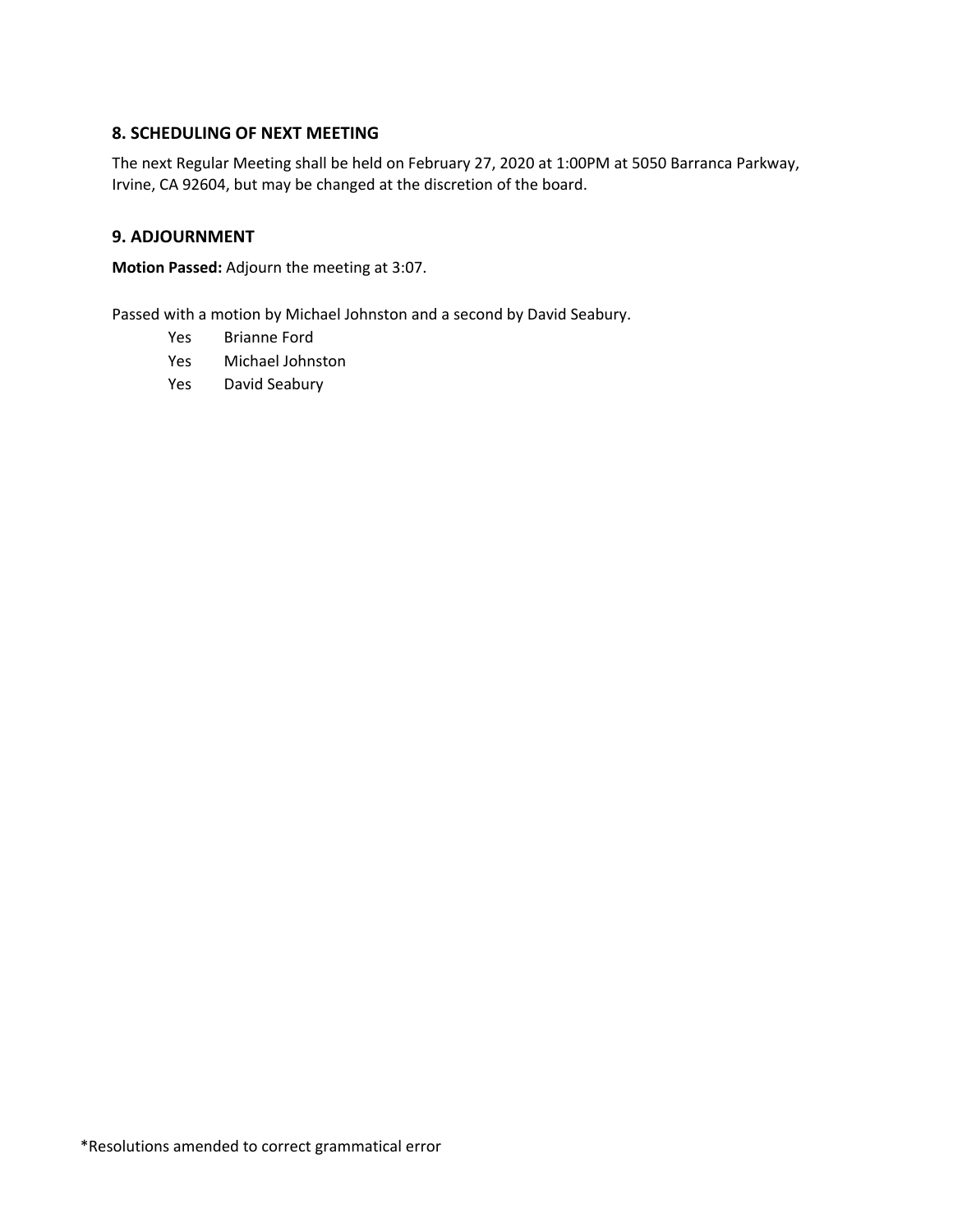## 8. SCHEDULING OF NEXT MEETING

The next Regular Meeting shall be held on February 27, 2020 at 1:00PM at 5050 Barranca Parkway, Irvine, CA 92604, but may be changed at the discretion of the board.

## 9. ADJOURNMENT

**Motion Passed:** Adjourn the meeting at 3:07.

Passed with a motion by Michael Johnston and a second by David Seabury.

Yes Brianne Ford

Yes Michael Johnston

Yes David Seabury

*Resolutions amended to correct grammatical error